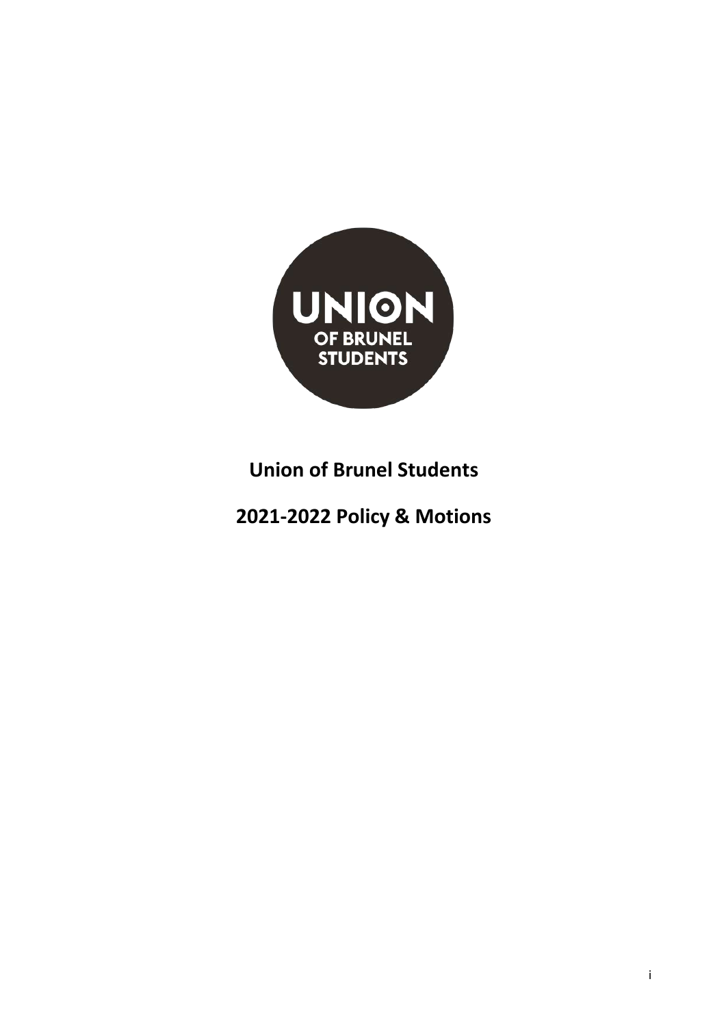UNION OF BRUNEL STUDENTS

# Union of Brunel Students

# 2021-2022 Policy & Motions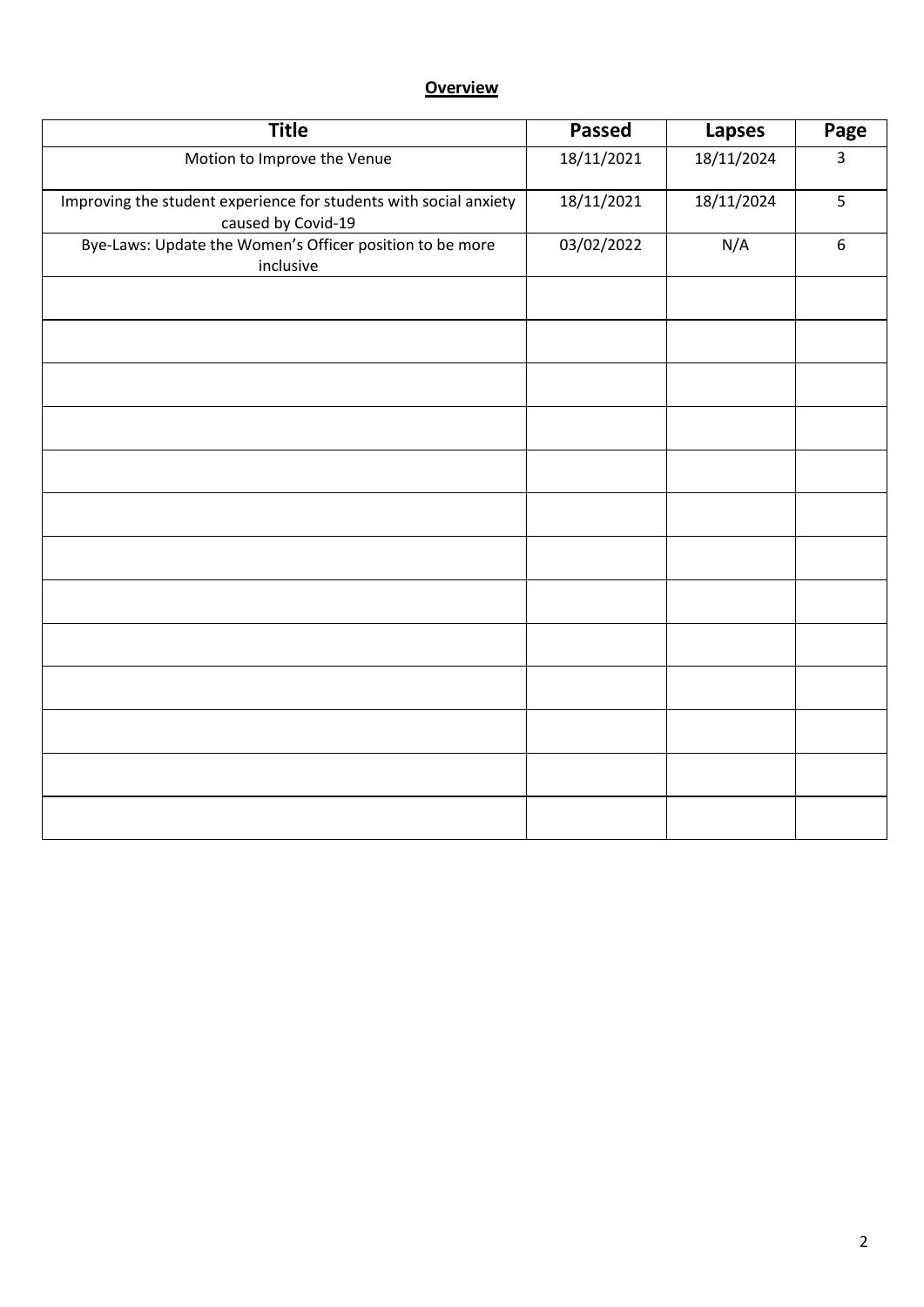**Overview**

| Title | Passed | Lapses | Page |
|---|---|---|---|
| Motion to Improve the Venue | 18/11/2021 | 18/11/2024 | 3 |
| Improving the student experience for students with social anxiety caused by Covid-19 | 18/11/2021 | 18/11/2024 | 5 |
| Bye-Laws: Update the Women's Officer position to be more inclusive | 03/02/2022 | N/A | 6 |
| | | | |
| | | | |
| | | | |
| | | | |
| | | | |
| | | | |
| | | | |
| | | | |
| | | | |
| | | | |
| | | | |
| | | | |
| | | | |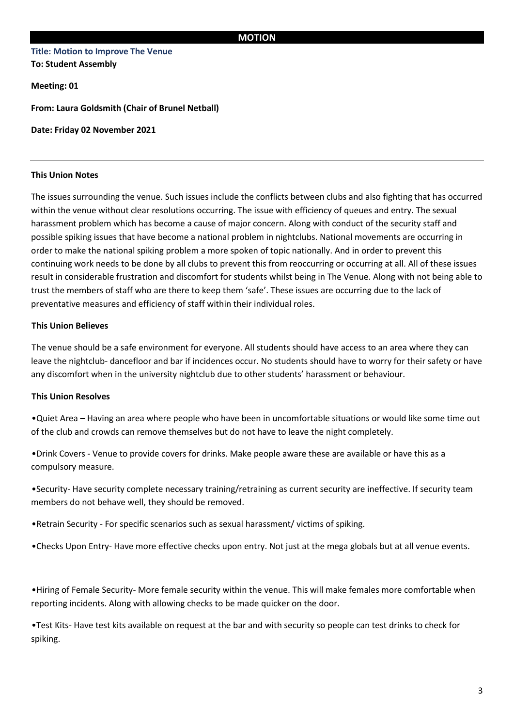## MOTION

**Title: Motion to Improve The Venue**

**To: Student Assembly**

**Meeting: 01**

**From: Laura Goldsmith (Chair of Brunel Netball)**

**Date: Friday 02 November 2021**

---

### This Union Notes

The issues surrounding the venue. Such issues include the conflicts between clubs and also fighting that has occurred within the venue without clear resolutions occurring. The issue with efficiency of queues and entry. The sexual harassment problem which has become a cause of major concern. Along with conduct of the security staff and possible spiking issues that have become a national problem in nightclubs. National movements are occurring in order to make the national spiking problem a more spoken of topic nationally. And in order to prevent this continuing work needs to be done by all clubs to prevent this from reoccurring or occurring at all. All of these issues result in considerable frustration and discomfort for students whilst being in The Venue. Along with not being able to trust the members of staff who are there to keep them 'safe'. These issues are occurring due to the lack of preventative measures and efficiency of staff within their individual roles.

### This Union Believes

The venue should be a safe environment for everyone. All students should have access to an area where they can leave the nightclub- dancefloor and bar if incidences occur. No students should have to worry for their safety or have any discomfort when in the university nightclub due to other students' harassment or behaviour.

### This Union Resolves

- Quiet Area – Having an area where people who have been in uncomfortable situations or would like some time out of the club and crowds can remove themselves but do not have to leave the night completely.
- Drink Covers - Venue to provide covers for drinks. Make people aware these are available or have this as a compulsory measure.
- Security- Have security complete necessary training/retraining as current security are ineffective. If security team members do not behave well, they should be removed.
- Retrain Security - For specific scenarios such as sexual harassment/ victims of spiking.
- Checks Upon Entry- Have more effective checks upon entry. Not just at the mega globals but at all venue events.
- Hiring of Female Security- More female security within the venue. This will make females more comfortable when reporting incidents. Along with allowing checks to be made quicker on the door.
- Test Kits- Have test kits available on request at the bar and with security so people can test drinks to check for spiking.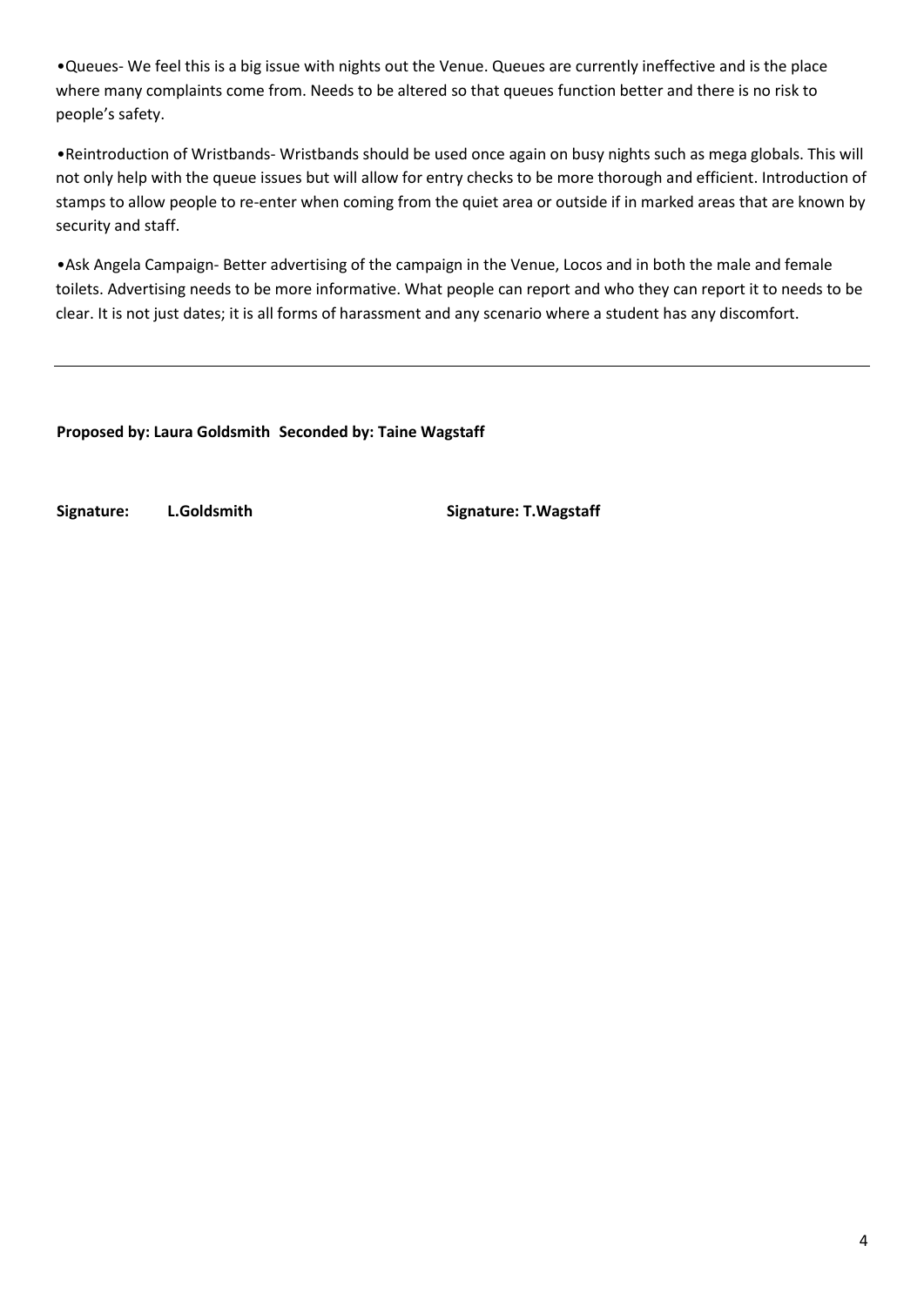•Queues- We feel this is a big issue with nights out the Venue. Queues are currently ineffective and is the place where many complaints come from. Needs to be altered so that queues function better and there is no risk to people's safety.

•Reintroduction of Wristbands- Wristbands should be used once again on busy nights such as mega globals. This will not only help with the queue issues but will allow for entry checks to be more thorough and efficient. Introduction of stamps to allow people to re-enter when coming from the quiet area or outside if in marked areas that are known by security and staff.

•Ask Angela Campaign- Better advertising of the campaign in the Venue, Locos and in both the male and female toilets. Advertising needs to be more informative. What people can report and who they can report it to needs to be clear. It is not just dates; it is all forms of harassment and any scenario where a student has any discomfort.

---

**Proposed by: Laura Goldsmith  Seconded by: Taine Wagstaff**

**Signature: L.Goldsmith  Signature: T.Wagstaff**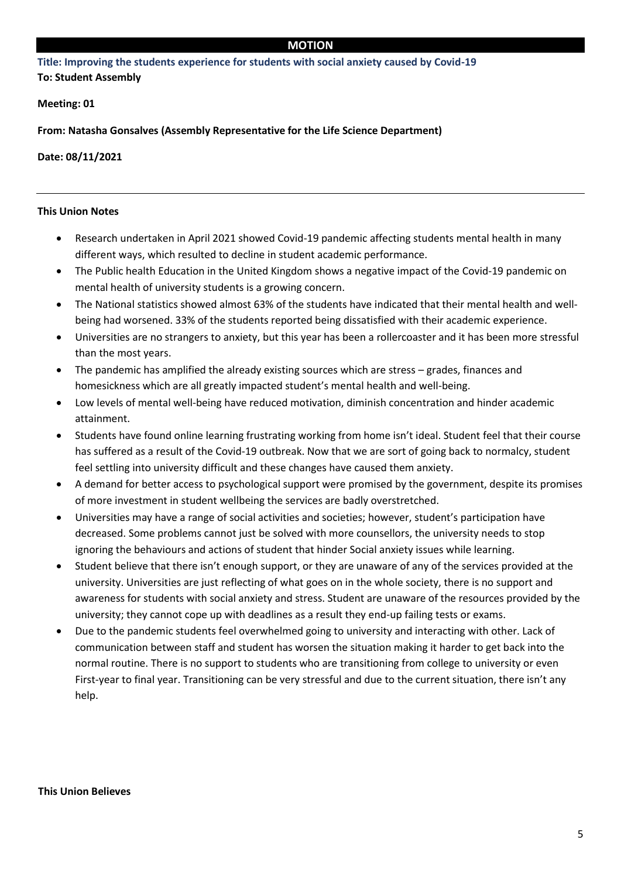## MOTION

**Title: Improving the students experience for students with social anxiety caused by Covid-19**

**To: Student Assembly**

**Meeting: 01**

**From: Natasha Gonsalves (Assembly Representative for the Life Science Department)**

**Date: 08/11/2021**

---

**This Union Notes**

- Research undertaken in April 2021 showed Covid-19 pandemic affecting students mental health in many different ways, which resulted to decline in student academic performance.
- The Public health Education in the United Kingdom shows a negative impact of the Covid-19 pandemic on mental health of university students is a growing concern.
- The National statistics showed almost 63% of the students have indicated that their mental health and well-being had worsened. 33% of the students reported being dissatisfied with their academic experience.
- Universities are no strangers to anxiety, but this year has been a rollercoaster and it has been more stressful than the most years.
- The pandemic has amplified the already existing sources which are stress – grades, finances and homesickness which are all greatly impacted student's mental health and well-being.
- Low levels of mental well-being have reduced motivation, diminish concentration and hinder academic attainment.
- Students have found online learning frustrating working from home isn't ideal. Student feel that their course has suffered as a result of the Covid-19 outbreak. Now that we are sort of going back to normalcy, student feel settling into university difficult and these changes have caused them anxiety.
- A demand for better access to psychological support were promised by the government, despite its promises of more investment in student wellbeing the services are badly overstretched.
- Universities may have a range of social activities and societies; however, student's participation have decreased. Some problems cannot just be solved with more counsellors, the university needs to stop ignoring the behaviours and actions of student that hinder Social anxiety issues while learning.
- Student believe that there isn't enough support, or they are unaware of any of the services provided at the university. Universities are just reflecting of what goes on in the whole society, there is no support and awareness for students with social anxiety and stress. Student are unaware of the resources provided by the university; they cannot cope up with deadlines as a result they end-up failing tests or exams.
- Due to the pandemic students feel overwhelmed going to university and interacting with other. Lack of communication between staff and student has worsen the situation making it harder to get back into the normal routine. There is no support to students who are transitioning from college to university or even First-year to final year. Transitioning can be very stressful and due to the current situation, there isn't any help.

**This Union Believes**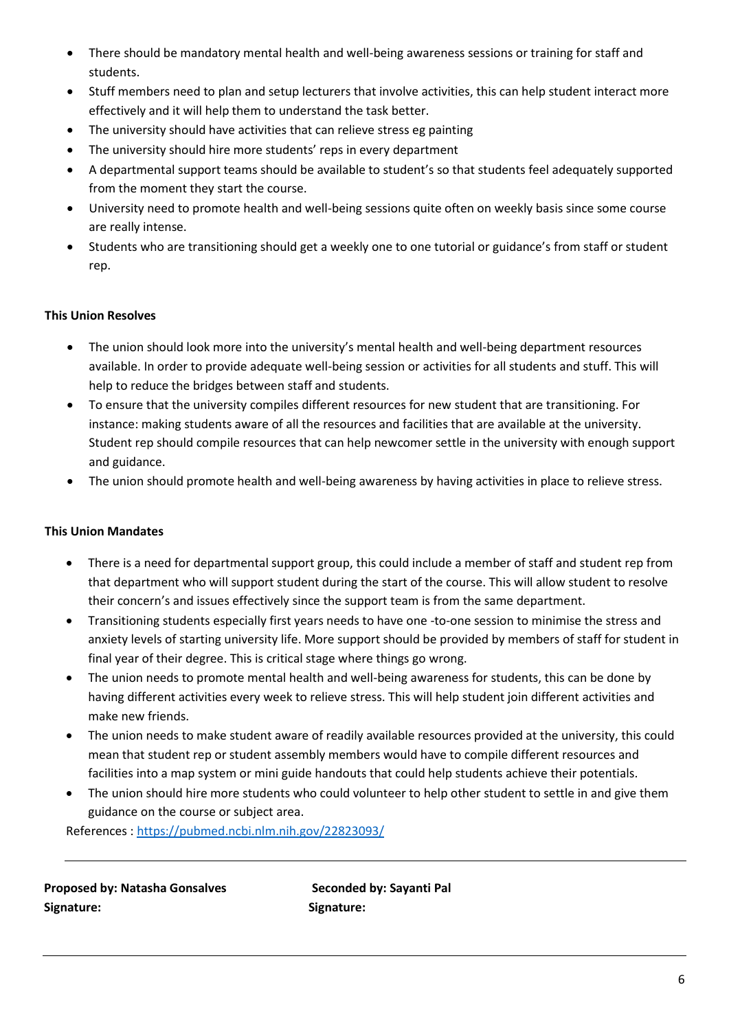- There should be mandatory mental health and well-being awareness sessions or training for staff and students.
- Stuff members need to plan and setup lecturers that involve activities, this can help student interact more effectively and it will help them to understand the task better.
- The university should have activities that can relieve stress eg painting
- The university should hire more students' reps in every department
- A departmental support teams should be available to student's so that students feel adequately supported from the moment they start the course.
- University need to promote health and well-being sessions quite often on weekly basis since some course are really intense.
- Students who are transitioning should get a weekly one to one tutorial or guidance's from staff or student rep.

**This Union Resolves**

- The union should look more into the university's mental health and well-being department resources available. In order to provide adequate well-being session or activities for all students and stuff. This will help to reduce the bridges between staff and students.
- To ensure that the university compiles different resources for new student that are transitioning. For instance: making students aware of all the resources and facilities that are available at the university. Student rep should compile resources that can help newcomer settle in the university with enough support and guidance.
- The union should promote health and well-being awareness by having activities in place to relieve stress.

**This Union Mandates**

- There is a need for departmental support group, this could include a member of staff and student rep from that department who will support student during the start of the course. This will allow student to resolve their concern's and issues effectively since the support team is from the same department.
- Transitioning students especially first years needs to have one -to-one session to minimise the stress and anxiety levels of starting university life. More support should be provided by members of staff for student in final year of their degree. This is critical stage where things go wrong.
- The union needs to promote mental health and well-being awareness for students, this can be done by having different activities every week to relieve stress. This will help student join different activities and make new friends.
- The union needs to make student aware of readily available resources provided at the university, this could mean that student rep or student assembly members would have to compile different resources and facilities into a map system or mini guide handouts that could help students achieve their potentials.
- The union should hire more students who could volunteer to help other student to settle in and give them guidance on the course or subject area.

References : https://pubmed.ncbi.nlm.nih.gov/22823093/

---

**Proposed by: Natasha Gonsalves**
**Signature:**

**Seconded by: Sayanti Pal**
**Signature:**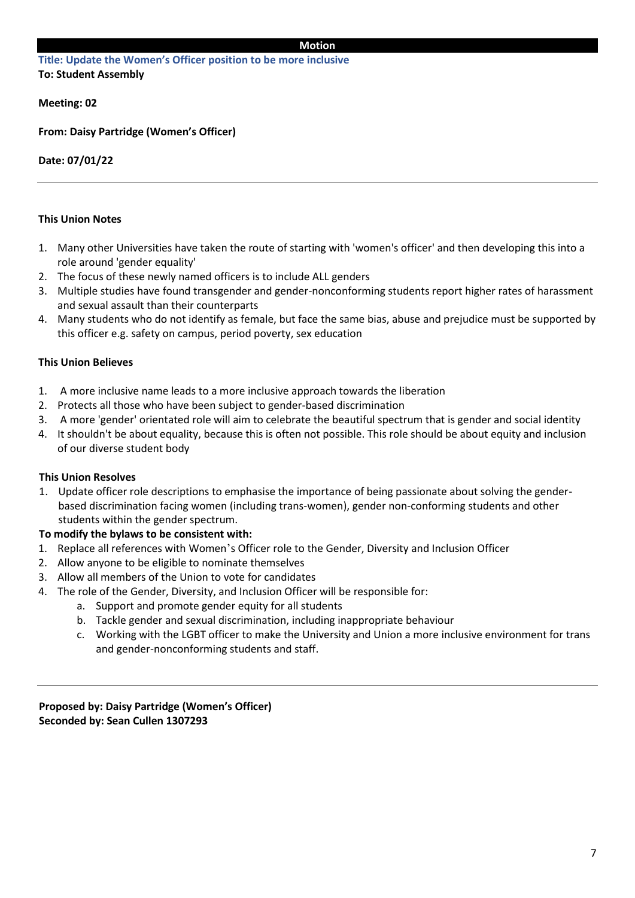## Motion

### Title: Update the Women's Officer position to be more inclusive

**To: Student Assembly**

**Meeting: 02**

**From: Daisy Partridge (Women's Officer)**

**Date: 07/01/22**

---

**This Union Notes**

1. Many other Universities have taken the route of starting with 'women's officer' and then developing this into a role around 'gender equality'
2. The focus of these newly named officers is to include ALL genders
3. Multiple studies have found transgender and gender-nonconforming students report higher rates of harassment and sexual assault than their counterparts
4. Many students who do not identify as female, but face the same bias, abuse and prejudice must be supported by this officer e.g. safety on campus, period poverty, sex education

**This Union Believes**

1. A more inclusive name leads to a more inclusive approach towards the liberation
2. Protects all those who have been subject to gender-based discrimination
3. A more 'gender' orientated role will aim to celebrate the beautiful spectrum that is gender and social identity
4. It shouldn't be about equality, because this is often not possible. This role should be about equity and inclusion of our diverse student body

**This Union Resolves**

1. Update officer role descriptions to emphasise the importance of being passionate about solving the gender-based discrimination facing women (including trans-women), gender non-conforming students and other students within the gender spectrum.

**To modify the bylaws to be consistent with:**

1. Replace all references with Women's Officer role to the Gender, Diversity and Inclusion Officer
2. Allow anyone to be eligible to nominate themselves
3. Allow all members of the Union to vote for candidates
4. The role of the Gender, Diversity, and Inclusion Officer will be responsible for:
   a. Support and promote gender equity for all students
   b. Tackle gender and sexual discrimination, including inappropriate behaviour
   c. Working with the LGBT officer to make the University and Union a more inclusive environment for trans and gender-nonconforming students and staff.

---

**Proposed by: Daisy Partridge (Women's Officer)**
**Seconded by: Sean Cullen 1307293**